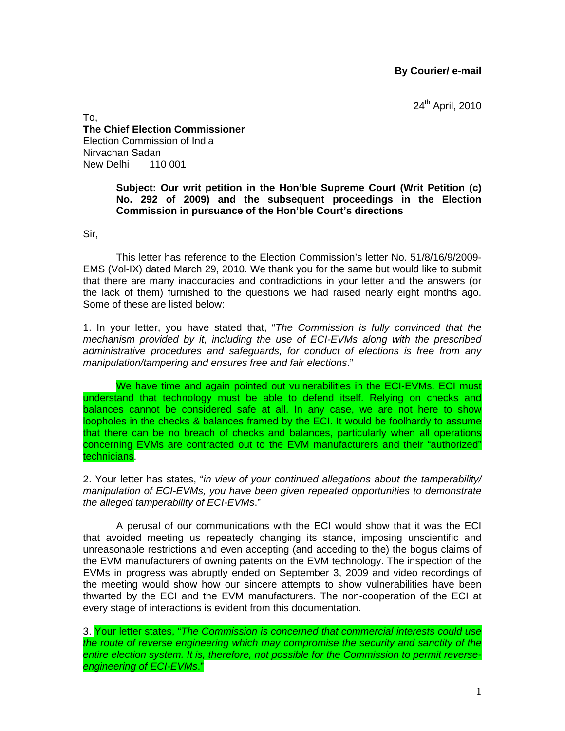**By Courier/ e-mail**

24th April, 2010

To,
**The Chief Election Commissioner**
Election Commission of India
Nirvachan Sadan
New Delhi 110 001

**Subject: Our writ petition in the Hon'ble Supreme Court (Writ Petition (c) No. 292 of 2009) and the subsequent proceedings in the Election Commission in pursuance of the Hon'ble Court's directions**

Sir,

This letter has reference to the Election Commission's letter No. 51/8/16/9/2009-EMS (Vol-IX) dated March 29, 2010. We thank you for the same but would like to submit that there are many inaccuracies and contradictions in your letter and the answers (or the lack of them) furnished to the questions we had raised nearly eight months ago. Some of these are listed below:

1. In your letter, you have stated that, "*The Commission is fully convinced that the mechanism provided by it, including the use of ECI-EVMs along with the prescribed administrative procedures and safeguards, for conduct of elections is free from any manipulation/tampering and ensures free and fair elections*."

We have time and again pointed out vulnerabilities in the ECI-EVMs. ECI must understand that technology must be able to defend itself. Relying on checks and balances cannot be considered safe at all. In any case, we are not here to show loopholes in the checks & balances framed by the ECI. It would be foolhardy to assume that there can be no breach of checks and balances, particularly when all operations concerning EVMs are contracted out to the EVM manufacturers and their "authorized" technicians.

2. Your letter has states, "*in view of your continued allegations about the tamperability/ manipulation of ECI-EVMs, you have been given repeated opportunities to demonstrate the alleged tamperability of ECI-EVMs*."

A perusal of our communications with the ECI would show that it was the ECI that avoided meeting us repeatedly changing its stance, imposing unscientific and unreasonable restrictions and even accepting (and acceding to the) bogus claims of the EVM manufacturers of owning patents on the EVM technology. The inspection of the EVMs in progress was abruptly ended on September 3, 2009 and video recordings of the meeting would show how our sincere attempts to show vulnerabilities have been thwarted by the ECI and the EVM manufacturers. The non-cooperation of the ECI at every stage of interactions is evident from this documentation.

3. Your letter states, "*The Commission is concerned that commercial interests could use the route of reverse engineering which may compromise the security and sanctity of the entire election system. It is, therefore, not possible for the Commission to permit reverse-engineering of ECI-EVMs*."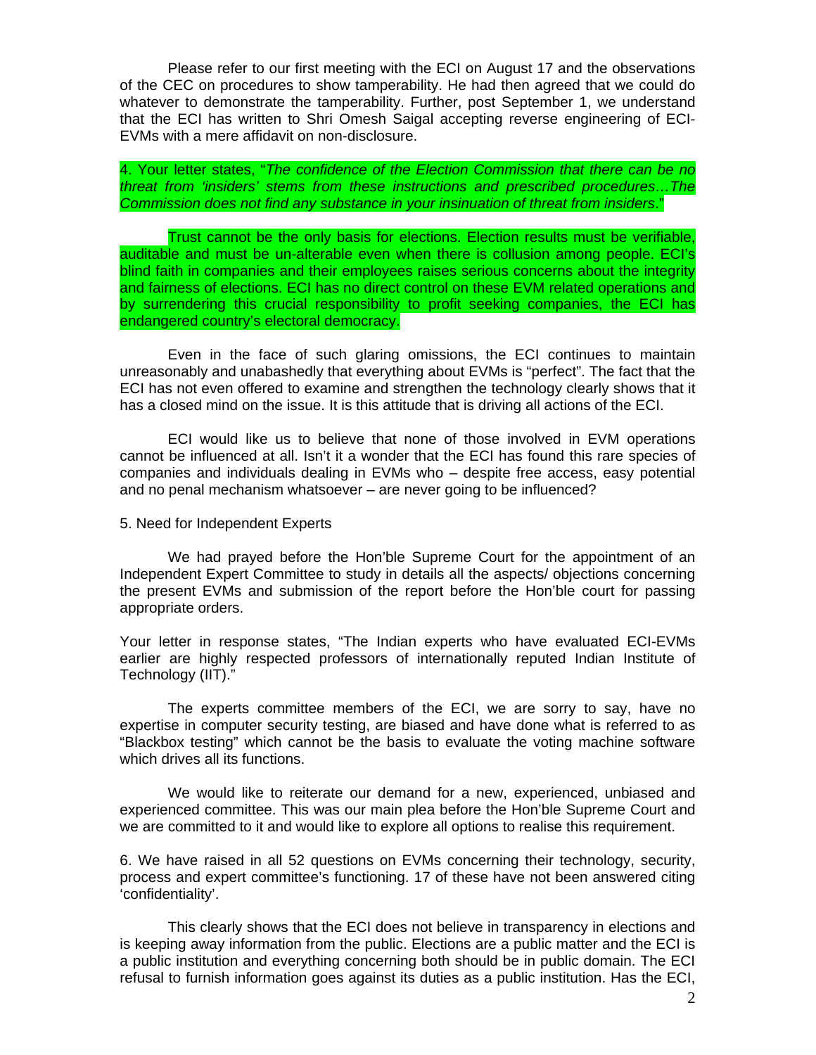Please refer to our first meeting with the ECI on August 17 and the observations of the CEC on procedures to show tamperability. He had then agreed that we could do whatever to demonstrate the tamperability. Further, post September 1, we understand that the ECI has written to Shri Omesh Saigal accepting reverse engineering of ECI-EVMs with a mere affidavit on non-disclosure.

4. Your letter states, "*The confidence of the Election Commission that there can be no threat from 'insiders' stems from these instructions and prescribed procedures…The Commission does not find any substance in your insinuation of threat from insiders*."

Trust cannot be the only basis for elections. Election results must be verifiable, auditable and must be un-alterable even when there is collusion among people. ECI's blind faith in companies and their employees raises serious concerns about the integrity and fairness of elections. ECI has no direct control on these EVM related operations and by surrendering this crucial responsibility to profit seeking companies, the ECI has endangered country's electoral democracy.

Even in the face of such glaring omissions, the ECI continues to maintain unreasonably and unabashedly that everything about EVMs is "perfect". The fact that the ECI has not even offered to examine and strengthen the technology clearly shows that it has a closed mind on the issue. It is this attitude that is driving all actions of the ECI.

ECI would like us to believe that none of those involved in EVM operations cannot be influenced at all. Isn't it a wonder that the ECI has found this rare species of companies and individuals dealing in EVMs who – despite free access, easy potential and no penal mechanism whatsoever – are never going to be influenced?

5. Need for Independent Experts

We had prayed before the Hon'ble Supreme Court for the appointment of an Independent Expert Committee to study in details all the aspects/ objections concerning the present EVMs and submission of the report before the Hon'ble court for passing appropriate orders.

Your letter in response states, "The Indian experts who have evaluated ECI-EVMs earlier are highly respected professors of internationally reputed Indian Institute of Technology (IIT)."

The experts committee members of the ECI, we are sorry to say, have no expertise in computer security testing, are biased and have done what is referred to as "Blackbox testing" which cannot be the basis to evaluate the voting machine software which drives all its functions.

We would like to reiterate our demand for a new, experienced, unbiased and experienced committee. This was our main plea before the Hon'ble Supreme Court and we are committed to it and would like to explore all options to realise this requirement.

6. We have raised in all 52 questions on EVMs concerning their technology, security, process and expert committee's functioning. 17 of these have not been answered citing 'confidentiality'.

This clearly shows that the ECI does not believe in transparency in elections and is keeping away information from the public. Elections are a public matter and the ECI is a public institution and everything concerning both should be in public domain. The ECI refusal to furnish information goes against its duties as a public institution. Has the ECI,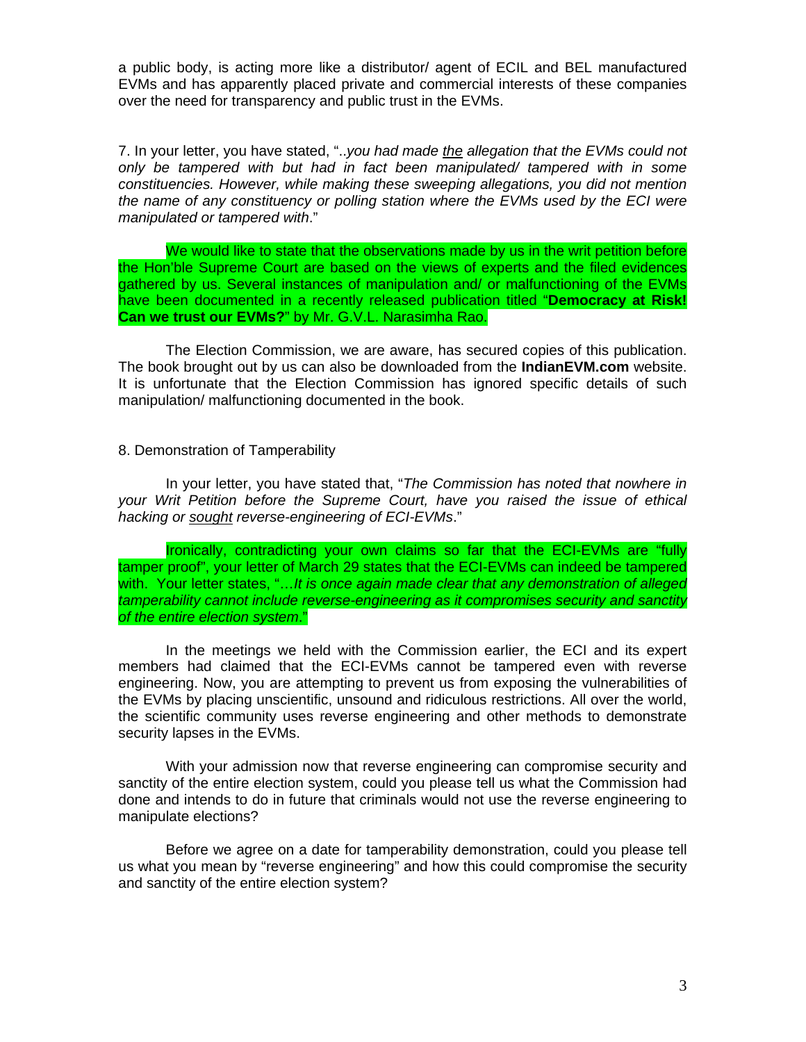a public body, is acting more like a distributor/ agent of ECIL and BEL manufactured EVMs and has apparently placed private and commercial interests of these companies over the need for transparency and public trust in the EVMs.

7. In your letter, you have stated, "..*you had made the allegation that the EVMs could not only be tampered with but had in fact been manipulated/ tampered with in some constituencies. However, while making these sweeping allegations, you did not mention the name of any constituency or polling station where the EVMs used by the ECI were manipulated or tampered with*."

We would like to state that the observations made by us in the writ petition before the Hon'ble Supreme Court are based on the views of experts and the filed evidences gathered by us. Several instances of manipulation and/ or malfunctioning of the EVMs have been documented in a recently released publication titled "**Democracy at Risk! Can we trust our EVMs?**" by Mr. G.V.L. Narasimha Rao.

The Election Commission, we are aware, has secured copies of this publication. The book brought out by us can also be downloaded from the **IndianEVM.com** website. It is unfortunate that the Election Commission has ignored specific details of such manipulation/ malfunctioning documented in the book.

8. Demonstration of Tamperability

In your letter, you have stated that, "*The Commission has noted that nowhere in your Writ Petition before the Supreme Court, have you raised the issue of ethical hacking or sought reverse-engineering of ECI-EVMs*."

Ironically, contradicting your own claims so far that the ECI-EVMs are "fully tamper proof", your letter of March 29 states that the ECI-EVMs can indeed be tampered with. Your letter states, "…*It is once again made clear that any demonstration of alleged tamperability cannot include reverse-engineering as it compromises security and sanctity of the entire election system*."

In the meetings we held with the Commission earlier, the ECI and its expert members had claimed that the ECI-EVMs cannot be tampered even with reverse engineering. Now, you are attempting to prevent us from exposing the vulnerabilities of the EVMs by placing unscientific, unsound and ridiculous restrictions. All over the world, the scientific community uses reverse engineering and other methods to demonstrate security lapses in the EVMs.

With your admission now that reverse engineering can compromise security and sanctity of the entire election system, could you please tell us what the Commission had done and intends to do in future that criminals would not use the reverse engineering to manipulate elections?

Before we agree on a date for tamperability demonstration, could you please tell us what you mean by "reverse engineering" and how this could compromise the security and sanctity of the entire election system?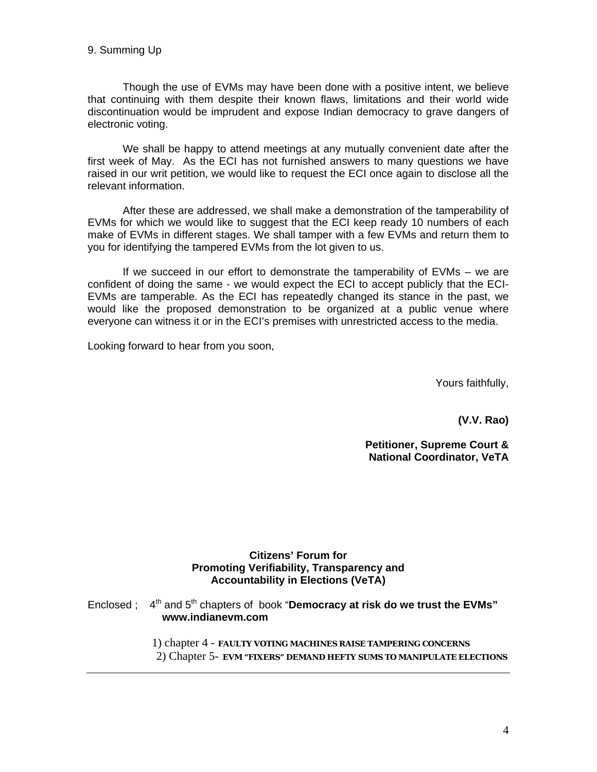## 9. Summing Up

Though the use of EVMs may have been done with a positive intent, we believe that continuing with them despite their known flaws, limitations and their world wide discontinuation would be imprudent and expose Indian democracy to grave dangers of electronic voting.

We shall be happy to attend meetings at any mutually convenient date after the first week of May. As the ECI has not furnished answers to many questions we have raised in our writ petition, we would like to request the ECI once again to disclose all the relevant information.

After these are addressed, we shall make a demonstration of the tamperability of EVMs for which we would like to suggest that the ECI keep ready 10 numbers of each make of EVMs in different stages. We shall tamper with a few EVMs and return them to you for identifying the tampered EVMs from the lot given to us.

If we succeed in our effort to demonstrate the tamperability of EVMs – we are confident of doing the same - we would expect the ECI to accept publicly that the ECI-EVMs are tamperable. As the ECI has repeatedly changed its stance in the past, we would like the proposed demonstration to be organized at a public venue where everyone can witness it or in the ECI's premises with unrestricted access to the media.

Looking forward to hear from you soon,

Yours faithfully,

**(V.V. Rao)**

**Petitioner, Supreme Court &**
**National Coordinator, VeTA**

**Citizens' Forum for**
**Promoting Verifiability, Transparency and**
**Accountability in Elections (VeTA)**

Enclosed ; 4th and 5th chapters of book "**Democracy at risk do we trust the EVMs" www.indianevm.com**

1) chapter 4 - **FAULTY VOTING MACHINES RAISE TAMPERING CONCERNS**
2) Chapter 5- **EVM "FIXERS" DEMAND HEFTY SUMS TO MANIPULATE ELECTIONS**